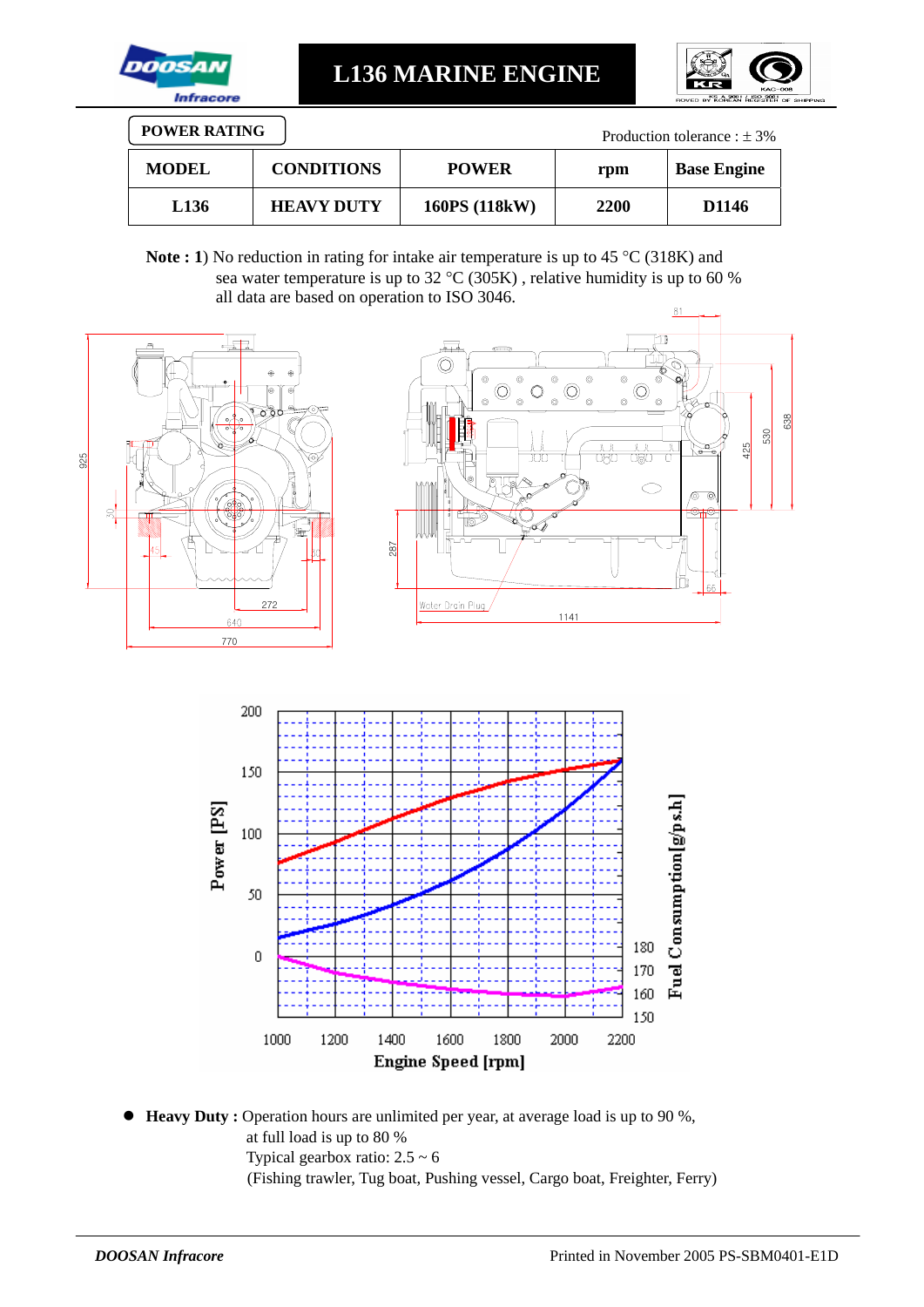# L136 MARINE ENGINE

**POWER RATING**

Production tolerance : ± 3%

| MODEL | CONDITIONS | POWER | rpm | Base Engine |
|---|---|---|---|---|
| L136 | HEAVY DUTY | 160PS (118kW) | 2200 | D1146 |

**Note : 1**) No reduction in rating for intake air temperature is up to 45 °C (318K) and sea water temperature is up to 32 °C (305K) , relative humidity is up to 60 % all data are based on operation to ISO 3046.

- **Heavy Duty :** Operation hours are unlimited per year, at average load is up to 90 %, at full load is up to 80 %
  Typical gearbox ratio: 2.5 ~ 6
  (Fishing trawler, Tug boat, Pushing vessel, Cargo boat, Freighter, Ferry)

*DOOSAN Infracore* Printed in November 2005 PS-SBM0401-E1D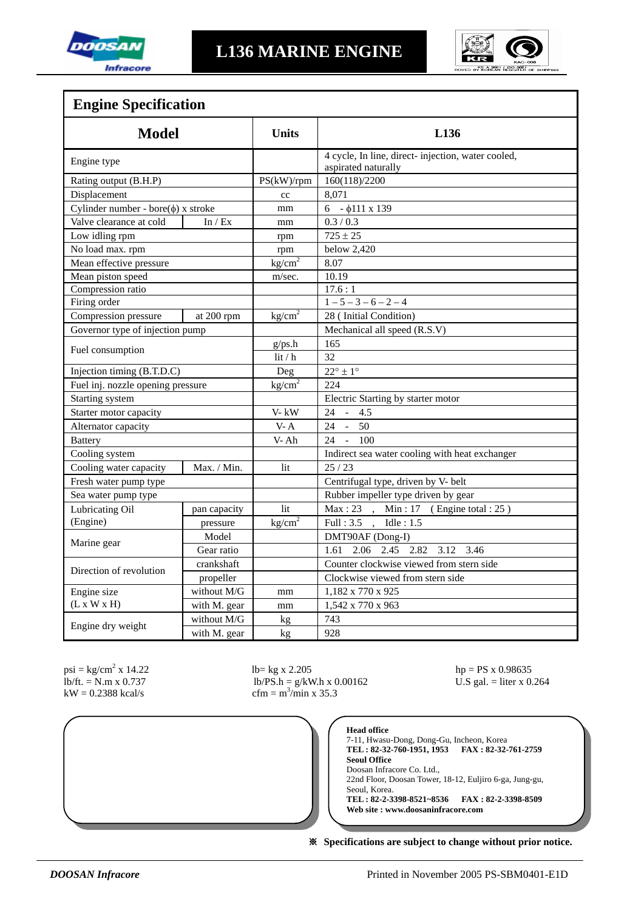# L136 MARINE ENGINE

## Engine Specification

| Model | | Units | L136 |
|---|---|---|---|
| Engine type | | | 4 cycle, In line, direct- injection, water cooled, aspirated naturally |
| Rating output (B.H.P) | | PS(kW)/rpm | 160(118)/2200 |
| Displacement | | cc | 8,071 |
| Cylinder number - bore(ϕ) x stroke | | mm | 6 - ϕ111 x 139 |
| Valve clearance at cold | In / Ex | mm | 0.3 / 0.3 |
| Low idling rpm | | rpm | 725 ± 25 |
| No load max. rpm | | rpm | below 2,420 |
| Mean effective pressure | | $kg/cm^2$ | 8.07 |
| Mean piston speed | | m/sec. | 10.19 |
| Compression ratio | | | 17.6 : 1 |
| Firing order | | | 1 – 5 – 3 – 6 – 2 – 4 |
| Compression pressure | at 200 rpm | $kg/cm^2$ | 28 ( Initial Condition) |
| Governor type of injection pump | | | Mechanical all speed (R.S.V) |
| Fuel consumption | | g/ps.h | 165 |
| | | lit / h | 32 |
| Injection timing (B.T.D.C) | | Deg | 22° ± 1° |
| Fuel inj. nozzle opening pressure | | $kg/cm^2$ | 224 |
| Starting system | | | Electric Starting by starter motor |
| Starter motor capacity | | V- kW | 24 - 4.5 |
| Alternator capacity | | V- A | 24 - 50 |
| Battery | | V- Ah | 24 - 100 |
| Cooling system | | | Indirect sea water cooling with heat exchanger |
| Cooling water capacity | Max. / Min. | lit | 25 / 23 |
| Fresh water pump type | | | Centrifugal type, driven by V- belt |
| Sea water pump type | | | Rubber impeller type driven by gear |
| Lubricating Oil (Engine) | pan capacity | lit | Max : 23 , Min : 17 ( Engine total : 25 ) |
| | pressure | $kg/cm^2$ | Full : 3.5 , Idle : 1.5 |
| Marine gear | Model | | DMT90AF (Dong-I) |
| | Gear ratio | | 1.61 2.06 2.45 2.82 3.12 3.46 |
| Direction of revolution | crankshaft | | Counter clockwise viewed from stern side |
| | propeller | | Clockwise viewed from stern side |
| Engine size (L x W x H) | without M/G | mm | 1,182 x 770 x 925 |
| | with M. gear | mm | 1,542 x 770 x 963 |
| Engine dry weight | without M/G | kg | 743 |
| | with M. gear | kg | 928 |

psi = $kg/cm^2$ x 14.22
lb/ft. = N.m x 0.737
kW = 0.2388 kcal/s

lb= kg x 2.205
lb/PS.h = g/kW.h x 0.00162
cfm = $m^3$/min x 35.3

hp = PS x 0.98635
U.S gal. = liter x 0.264

**Head office**
7-11, Hwasu-Dong, Dong-Gu, Incheon, Korea
**TEL : 82-32-760-1951, 1953 FAX : 82-32-761-2759**
**Seoul Office**
Doosan Infracore Co. Ltd.,
22nd Floor, Doosan Tower, 18-12, Euljiro 6-ga, Jung-gu, Seoul, Korea.
**TEL : 82-2-3398-8521~8536 FAX : 82-2-3398-8509**
**Web site : www.doosaninfracore.com**

**※ Specifications are subject to change without prior notice.**

*DOOSAN Infracore* Printed in November 2005 PS-SBM0401-E1D